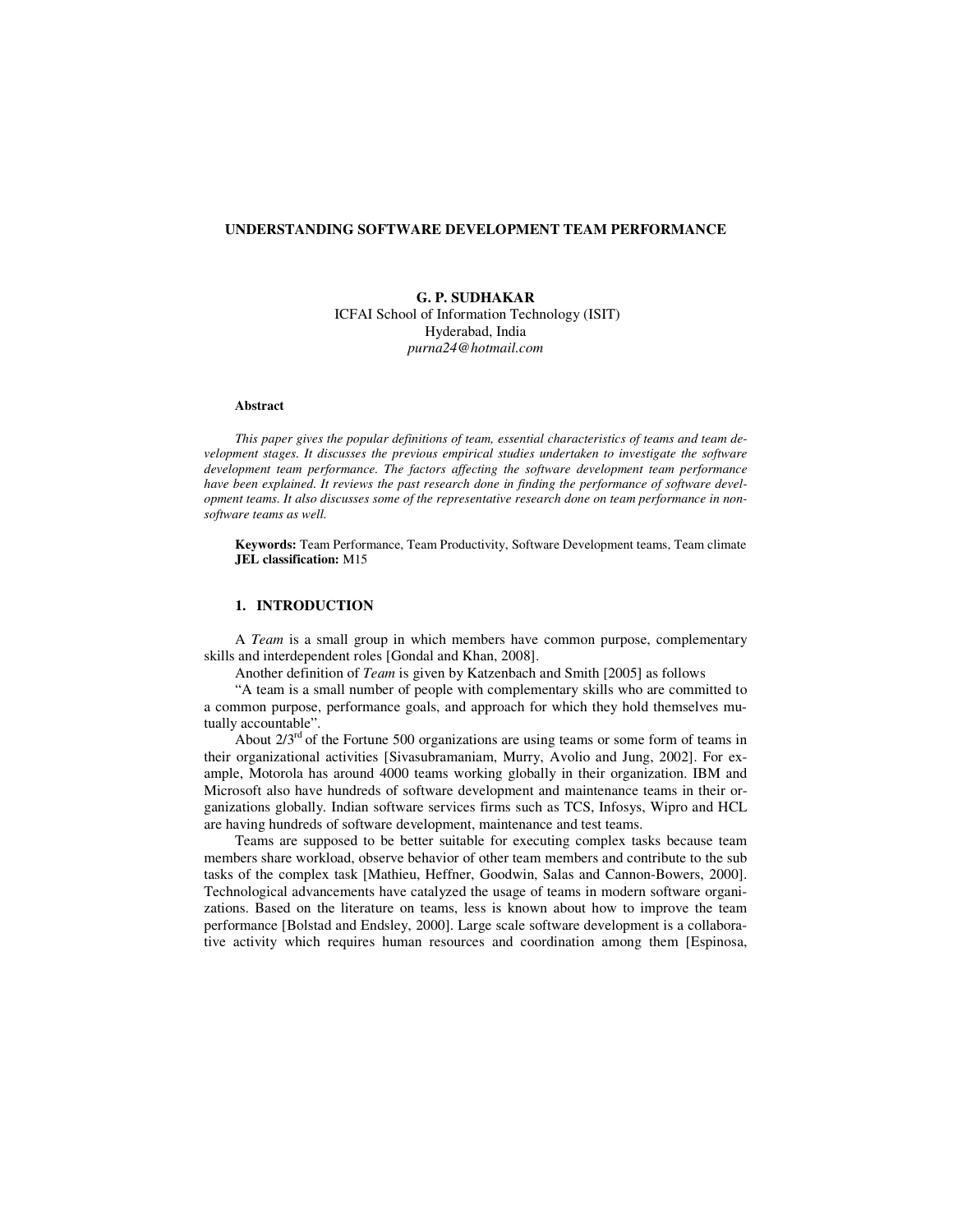# UNDERSTANDING SOFTWARE DEVELOPMENT TEAM PERFORMANCE

**G. P. SUDHAKAR**
ICFAI School of Information Technology (ISIT)
Hyderabad, India
*purna24@hotmail.com*

**Abstract**

*This paper gives the popular definitions of team, essential characteristics of teams and team development stages. It discusses the previous empirical studies undertaken to investigate the software development team performance. The factors affecting the software development team performance have been explained. It reviews the past research done in finding the performance of software development teams. It also discusses some of the representative research done on team performance in non-software teams as well.*

**Keywords:** Team Performance, Team Productivity, Software Development teams, Team climate
**JEL classification:** M15

## 1. INTRODUCTION

A *Team* is a small group in which members have common purpose, complementary skills and interdependent roles [Gondal and Khan, 2008].

Another definition of *Team* is given by Katzenbach and Smith [2005] as follows

"A team is a small number of people with complementary skills who are committed to a common purpose, performance goals, and approach for which they hold themselves mutually accountable".

About 2/3rd of the Fortune 500 organizations are using teams or some form of teams in their organizational activities [Sivasubramaniam, Murry, Avolio and Jung, 2002]. For example, Motorola has around 4000 teams working globally in their organization. IBM and Microsoft also have hundreds of software development and maintenance teams in their organizations globally. Indian software services firms such as TCS, Infosys, Wipro and HCL are having hundreds of software development, maintenance and test teams.

Teams are supposed to be better suitable for executing complex tasks because team members share workload, observe behavior of other team members and contribute to the sub tasks of the complex task [Mathieu, Heffner, Goodwin, Salas and Cannon-Bowers, 2000]. Technological advancements have catalyzed the usage of teams in modern software organizations. Based on the literature on teams, less is known about how to improve the team performance [Bolstad and Endsley, 2000]. Large scale software development is a collaborative activity which requires human resources and coordination among them [Espinosa,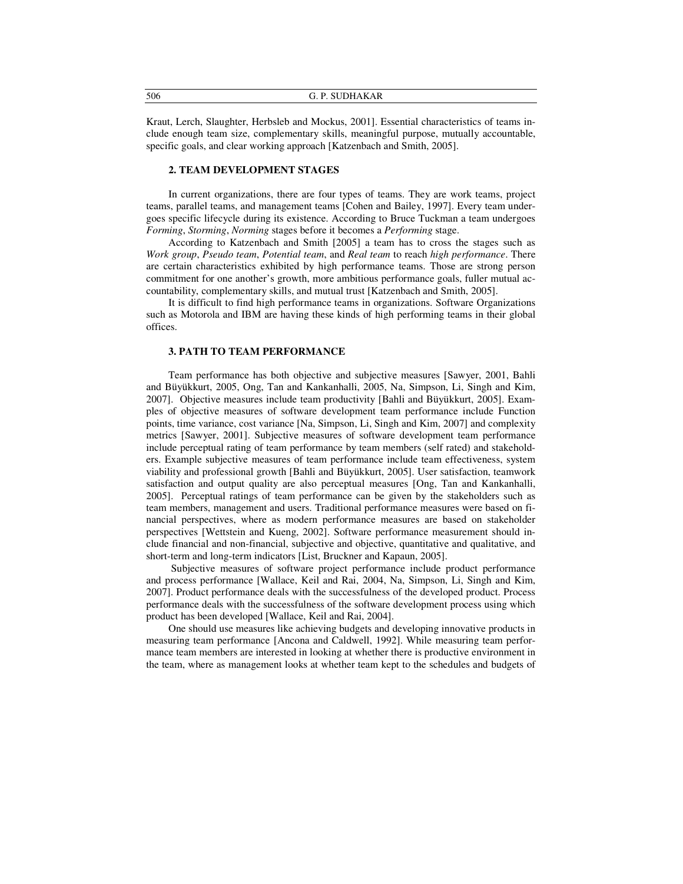Kraut, Lerch, Slaughter, Herbsleb and Mockus, 2001]. Essential characteristics of teams include enough team size, complementary skills, meaningful purpose, mutually accountable, specific goals, and clear working approach [Katzenbach and Smith, 2005].

## 2. TEAM DEVELOPMENT STAGES

In current organizations, there are four types of teams. They are work teams, project teams, parallel teams, and management teams [Cohen and Bailey, 1997]. Every team undergoes specific lifecycle during its existence. According to Bruce Tuckman a team undergoes *Forming*, *Storming*, *Norming* stages before it becomes a *Performing* stage.

According to Katzenbach and Smith [2005] a team has to cross the stages such as *Work group*, *Pseudo team*, *Potential team*, and *Real team* to reach *high performance*. There are certain characteristics exhibited by high performance teams. Those are strong person commitment for one another's growth, more ambitious performance goals, fuller mutual accountability, complementary skills, and mutual trust [Katzenbach and Smith, 2005].

It is difficult to find high performance teams in organizations. Software Organizations such as Motorola and IBM are having these kinds of high performing teams in their global offices.

## 3. PATH TO TEAM PERFORMANCE

Team performance has both objective and subjective measures [Sawyer, 2001, Bahli and Büyükkurt, 2005, Ong, Tan and Kankanhalli, 2005, Na, Simpson, Li, Singh and Kim, 2007]. Objective measures include team productivity [Bahli and Büyükkurt, 2005]. Examples of objective measures of software development team performance include Function points, time variance, cost variance [Na, Simpson, Li, Singh and Kim, 2007] and complexity metrics [Sawyer, 2001]. Subjective measures of software development team performance include perceptual rating of team performance by team members (self rated) and stakeholders. Example subjective measures of team performance include team effectiveness, system viability and professional growth [Bahli and Büyükkurt, 2005]. User satisfaction, teamwork satisfaction and output quality are also perceptual measures [Ong, Tan and Kankanhalli, 2005]. Perceptual ratings of team performance can be given by the stakeholders such as team members, management and users. Traditional performance measures were based on financial perspectives, where as modern performance measures are based on stakeholder perspectives [Wettstein and Kueng, 2002]. Software performance measurement should include financial and non-financial, subjective and objective, quantitative and qualitative, and short-term and long-term indicators [List, Bruckner and Kapaun, 2005].

Subjective measures of software project performance include product performance and process performance [Wallace, Keil and Rai, 2004, Na, Simpson, Li, Singh and Kim, 2007]. Product performance deals with the successfulness of the developed product. Process performance deals with the successfulness of the software development process using which product has been developed [Wallace, Keil and Rai, 2004].

One should use measures like achieving budgets and developing innovative products in measuring team performance [Ancona and Caldwell, 1992]. While measuring team performance team members are interested in looking at whether there is productive environment in the team, where as management looks at whether team kept to the schedules and budgets of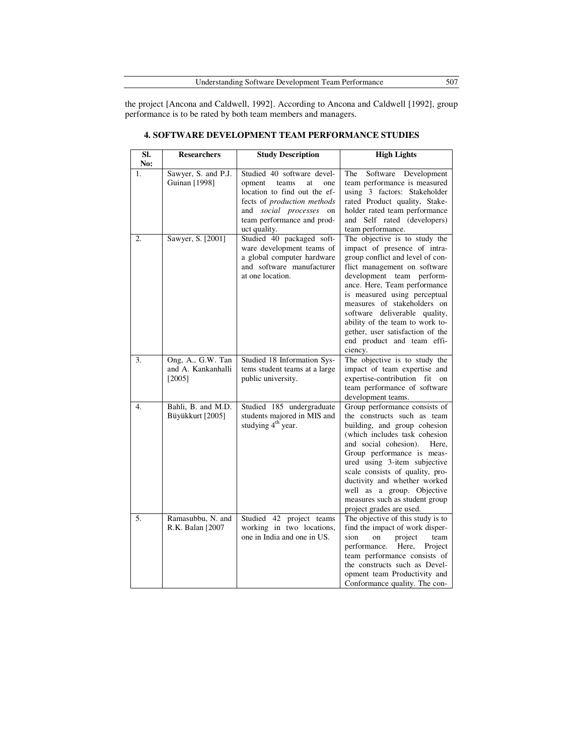the project [Ancona and Caldwell, 1992]. According to Ancona and Caldwell [1992], group performance is to be rated by both team members and managers.

## 4. SOFTWARE DEVELOPMENT TEAM PERFORMANCE STUDIES

| Sl. No: | Researchers | Study Description | High Lights |
|---|---|---|---|
| 1. | Sawyer, S. and P.J. Guinan [1998] | Studied 40 software development teams at one location to find out the effects of *production methods* and *social processes* on team performance and product quality. | The Software Development team performance is measured using 3 factors: Stakeholder rated Product quality, Stakeholder rated team performance and Self rated (developers) team performance. |
| 2. | Sawyer, S. [2001] | Studied 40 packaged software development teams of a global computer hardware and software manufacturer at one location. | The objective is to study the impact of presence of intragroup conflict and level of conflict management on software development team performance. Here, Team performance is measured using perceptual measures of stakeholders on software deliverable quality, ability of the team to work together, user satisfaction of the end product and team efficiency. |
| 3. | Ong, A., G.W. Tan and A. Kankanhalli [2005] | Studied 18 Information Systems student teams at a large public university. | The objective is to study the impact of team expertise and expertise-contribution fit on team performance of software development teams. |
| 4. | Bahli, B. and M.D. Büyükkurt [2005] | Studied 185 undergraduate students majored in MIS and studying 4th year. | Group performance consists of the constructs such as team building, and group cohesion (which includes task cohesion and social cohesion). Here, Group performance is measured using 3-item subjective scale consists of quality, productivity and whether worked well as a group. Objective measures such as student group project grades are used. |
| 5. | Ramasubbu, N. and R.K. Balan [2007 | Studied 42 project teams working in two locations, one in India and one in US. | The objective of this study is to find the impact of work dispersion on project team performance. Here, Project team performance consists of the constructs such as Development team Productivity and Conformance quality. The con- |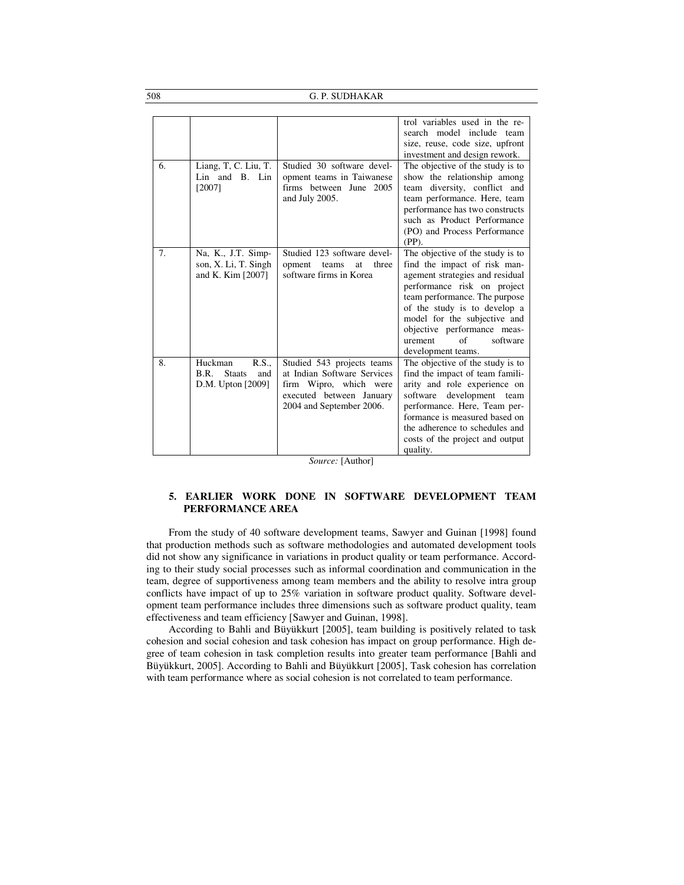| | | | |
|---|---|---|---|
| | | | trol variables used in the research model include team size, reuse, code size, upfront investment and design rework. |
| 6. | Liang, T, C. Liu, T. Lin and B. Lin [2007] | Studied 30 software development teams in Taiwanese firms between June 2005 and July 2005. | The objective of the study is to show the relationship among team diversity, conflict and team performance. Here, team performance has two constructs such as Product Performance (PO) and Process Performance (PP). |
| 7. | Na, K., J.T. Simpson, X. Li, T. Singh and K. Kim [2007] | Studied 123 software development teams at three software firms in Korea | The objective of the study is to find the impact of risk management strategies and residual performance risk on project team performance. The purpose of the study is to develop a model for the subjective and objective performance measurement of software development teams. |
| 8. | Huckman R.S., B.R. Staats and D.M. Upton [2009] | Studied 543 projects teams at Indian Software Services firm Wipro, which were executed between January 2004 and September 2006. | The objective of the study is to find the impact of team familiarity and role experience on software development team performance. Here, Team performance is measured based on the adherence to schedules and costs of the project and output quality. |

*Source:* [Author]

## 5. EARLIER WORK DONE IN SOFTWARE DEVELOPMENT TEAM PERFORMANCE AREA

From the study of 40 software development teams, Sawyer and Guinan [1998] found that production methods such as software methodologies and automated development tools did not show any significance in variations in product quality or team performance. According to their study social processes such as informal coordination and communication in the team, degree of supportiveness among team members and the ability to resolve intra group conflicts have impact of up to 25% variation in software product quality. Software development team performance includes three dimensions such as software product quality, team effectiveness and team efficiency [Sawyer and Guinan, 1998].

According to Bahli and Büyükkurt [2005], team building is positively related to task cohesion and social cohesion and task cohesion has impact on group performance. High degree of team cohesion in task completion results into greater team performance [Bahli and Büyükkurt, 2005]. According to Bahli and Büyükkurt [2005], Task cohesion has correlation with team performance where as social cohesion is not correlated to team performance.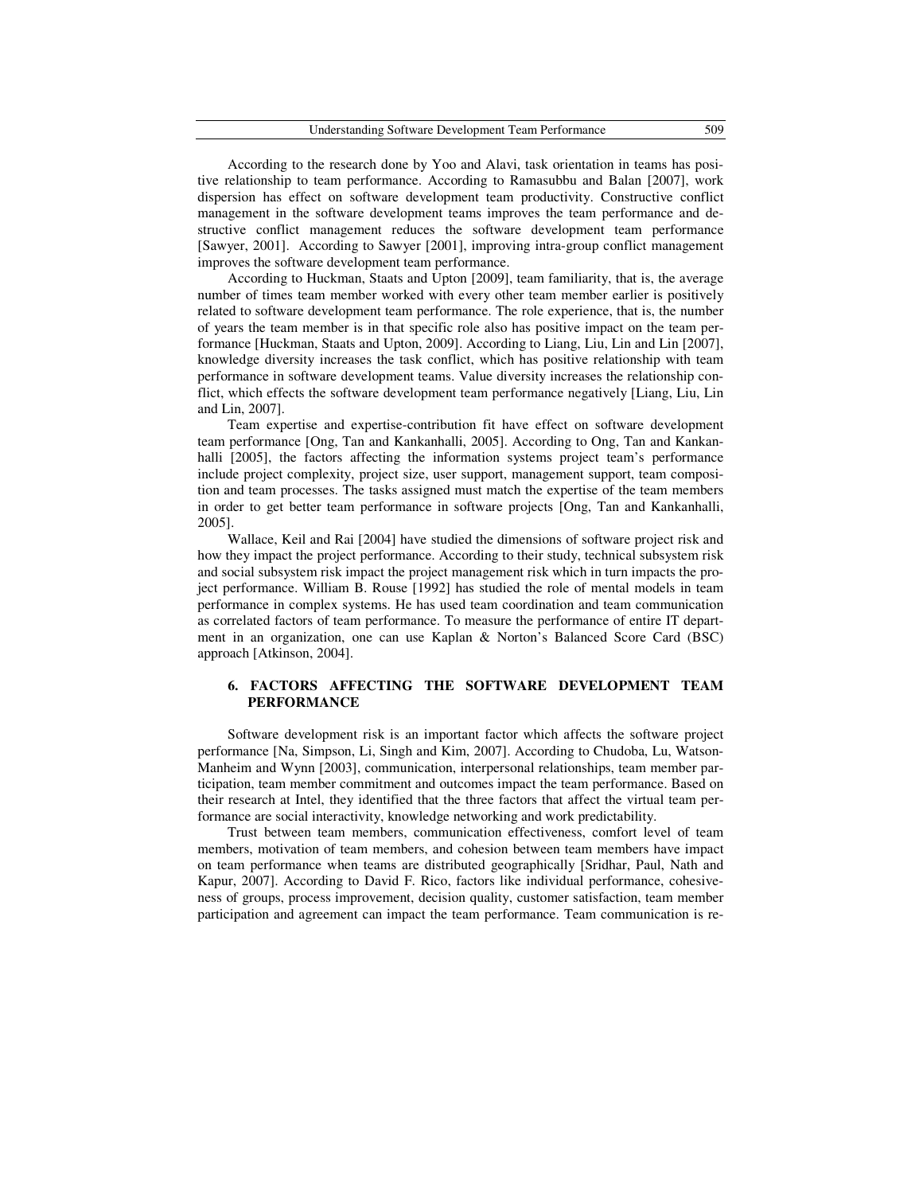According to the research done by Yoo and Alavi, task orientation in teams has positive relationship to team performance. According to Ramasubbu and Balan [2007], work dispersion has effect on software development team productivity. Constructive conflict management in the software development teams improves the team performance and destructive conflict management reduces the software development team performance [Sawyer, 2001]. According to Sawyer [2001], improving intra-group conflict management improves the software development team performance.

According to Huckman, Staats and Upton [2009], team familiarity, that is, the average number of times team member worked with every other team member earlier is positively related to software development team performance. The role experience, that is, the number of years the team member is in that specific role also has positive impact on the team performance [Huckman, Staats and Upton, 2009]. According to Liang, Liu, Lin and Lin [2007], knowledge diversity increases the task conflict, which has positive relationship with team performance in software development teams. Value diversity increases the relationship conflict, which effects the software development team performance negatively [Liang, Liu, Lin and Lin, 2007].

Team expertise and expertise-contribution fit have effect on software development team performance [Ong, Tan and Kankanhalli, 2005]. According to Ong, Tan and Kankanhalli [2005], the factors affecting the information systems project team's performance include project complexity, project size, user support, management support, team composition and team processes. The tasks assigned must match the expertise of the team members in order to get better team performance in software projects [Ong, Tan and Kankanhalli, 2005].

Wallace, Keil and Rai [2004] have studied the dimensions of software project risk and how they impact the project performance. According to their study, technical subsystem risk and social subsystem risk impact the project management risk which in turn impacts the project performance. William B. Rouse [1992] has studied the role of mental models in team performance in complex systems. He has used team coordination and team communication as correlated factors of team performance. To measure the performance of entire IT department in an organization, one can use Kaplan & Norton's Balanced Score Card (BSC) approach [Atkinson, 2004].

## 6. FACTORS AFFECTING THE SOFTWARE DEVELOPMENT TEAM PERFORMANCE

Software development risk is an important factor which affects the software project performance [Na, Simpson, Li, Singh and Kim, 2007]. According to Chudoba, Lu, Watson-Manheim and Wynn [2003], communication, interpersonal relationships, team member participation, team member commitment and outcomes impact the team performance. Based on their research at Intel, they identified that the three factors that affect the virtual team performance are social interactivity, knowledge networking and work predictability.

Trust between team members, communication effectiveness, comfort level of team members, motivation of team members, and cohesion between team members have impact on team performance when teams are distributed geographically [Sridhar, Paul, Nath and Kapur, 2007]. According to David F. Rico, factors like individual performance, cohesiveness of groups, process improvement, decision quality, customer satisfaction, team member participation and agreement can impact the team performance. Team communication is re-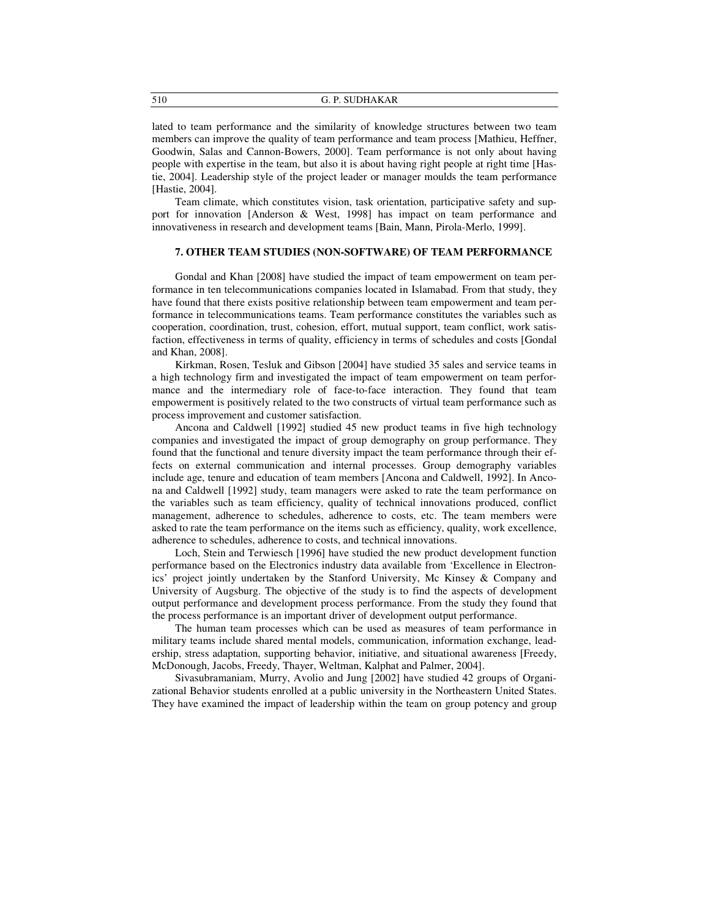lated to team performance and the similarity of knowledge structures between two team members can improve the quality of team performance and team process [Mathieu, Heffner, Goodwin, Salas and Cannon-Bowers, 2000]. Team performance is not only about having people with expertise in the team, but also it is about having right people at right time [Hastie, 2004]. Leadership style of the project leader or manager moulds the team performance [Hastie, 2004].

Team climate, which constitutes vision, task orientation, participative safety and support for innovation [Anderson & West, 1998] has impact on team performance and innovativeness in research and development teams [Bain, Mann, Pirola-Merlo, 1999].

## 7. OTHER TEAM STUDIES (NON-SOFTWARE) OF TEAM PERFORMANCE

Gondal and Khan [2008] have studied the impact of team empowerment on team performance in ten telecommunications companies located in Islamabad. From that study, they have found that there exists positive relationship between team empowerment and team performance in telecommunications teams. Team performance constitutes the variables such as cooperation, coordination, trust, cohesion, effort, mutual support, team conflict, work satisfaction, effectiveness in terms of quality, efficiency in terms of schedules and costs [Gondal and Khan, 2008].

Kirkman, Rosen, Tesluk and Gibson [2004] have studied 35 sales and service teams in a high technology firm and investigated the impact of team empowerment on team performance and the intermediary role of face-to-face interaction. They found that team empowerment is positively related to the two constructs of virtual team performance such as process improvement and customer satisfaction.

Ancona and Caldwell [1992] studied 45 new product teams in five high technology companies and investigated the impact of group demography on group performance. They found that the functional and tenure diversity impact the team performance through their effects on external communication and internal processes. Group demography variables include age, tenure and education of team members [Ancona and Caldwell, 1992]. In Ancona and Caldwell [1992] study, team managers were asked to rate the team performance on the variables such as team efficiency, quality of technical innovations produced, conflict management, adherence to schedules, adherence to costs, etc. The team members were asked to rate the team performance on the items such as efficiency, quality, work excellence, adherence to schedules, adherence to costs, and technical innovations.

Loch, Stein and Terwiesch [1996] have studied the new product development function performance based on the Electronics industry data available from 'Excellence in Electronics' project jointly undertaken by the Stanford University, Mc Kinsey & Company and University of Augsburg. The objective of the study is to find the aspects of development output performance and development process performance. From the study they found that the process performance is an important driver of development output performance.

The human team processes which can be used as measures of team performance in military teams include shared mental models, communication, information exchange, leadership, stress adaptation, supporting behavior, initiative, and situational awareness [Freedy, McDonough, Jacobs, Freedy, Thayer, Weltman, Kalphat and Palmer, 2004].

Sivasubramaniam, Murry, Avolio and Jung [2002] have studied 42 groups of Organizational Behavior students enrolled at a public university in the Northeastern United States. They have examined the impact of leadership within the team on group potency and group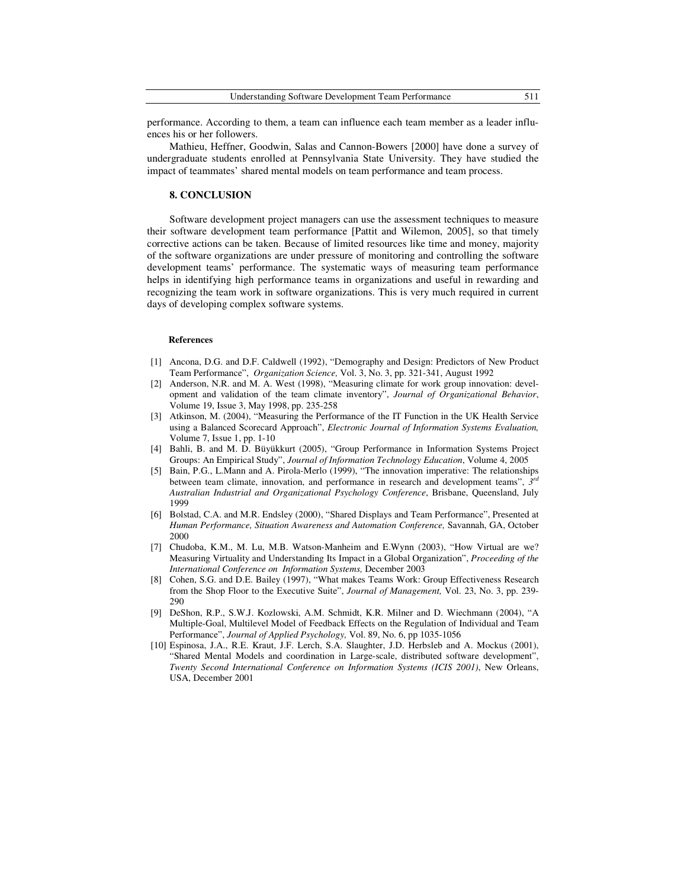performance. According to them, a team can influence each team member as a leader influences his or her followers.

Mathieu, Heffner, Goodwin, Salas and Cannon-Bowers [2000] have done a survey of undergraduate students enrolled at Pennsylvania State University. They have studied the impact of teammates' shared mental models on team performance and team process.

## 8. CONCLUSION

Software development project managers can use the assessment techniques to measure their software development team performance [Pattit and Wilemon, 2005], so that timely corrective actions can be taken. Because of limited resources like time and money, majority of the software organizations are under pressure of monitoring and controlling the software development teams' performance. The systematic ways of measuring team performance helps in identifying high performance teams in organizations and useful in rewarding and recognizing the team work in software organizations. This is very much required in current days of developing complex software systems.

### References

[1] Ancona, D.G. and D.F. Caldwell (1992), "Demography and Design: Predictors of New Product Team Performance", *Organization Science,* Vol. 3, No. 3, pp. 321-341, August 1992

[2] Anderson, N.R. and M. A. West (1998), "Measuring climate for work group innovation: development and validation of the team climate inventory", *Journal of Organizational Behavior*, Volume 19, Issue 3, May 1998, pp. 235-258

[3] Atkinson, M. (2004), "Measuring the Performance of the IT Function in the UK Health Service using a Balanced Scorecard Approach", *Electronic Journal of Information Systems Evaluation,* Volume 7, Issue 1, pp. 1-10

[4] Bahli, B. and M. D. Büyükkurt (2005), "Group Performance in Information Systems Project Groups: An Empirical Study", *Journal of Information Technology Education*, Volume 4, 2005

[5] Bain, P.G., L.Mann and A. Pirola-Merlo (1999), "The innovation imperative: The relationships between team climate, innovation, and performance in research and development teams", *3rd Australian Industrial and Organizational Psychology Conference*, Brisbane, Queensland, July 1999

[6] Bolstad, C.A. and M.R. Endsley (2000), "Shared Displays and Team Performance", Presented at *Human Performance, Situation Awareness and Automation Conference,* Savannah, GA, October 2000

[7] Chudoba, K.M., M. Lu, M.B. Watson-Manheim and E.Wynn (2003), "How Virtual are we? Measuring Virtuality and Understanding Its Impact in a Global Organization", *Proceeding of the International Conference on Information Systems,* December 2003

[8] Cohen, S.G. and D.E. Bailey (1997), "What makes Teams Work: Group Effectiveness Research from the Shop Floor to the Executive Suite", *Journal of Management,* Vol. 23, No. 3, pp. 239-290

[9] DeShon, R.P., S.W.J. Kozlowski, A.M. Schmidt, K.R. Milner and D. Wiechmann (2004), "A Multiple-Goal, Multilevel Model of Feedback Effects on the Regulation of Individual and Team Performance", *Journal of Applied Psychology,* Vol. 89, No. 6, pp 1035-1056

[10] Espinosa, J.A., R.E. Kraut, J.F. Lerch, S.A. Slaughter, J.D. Herbsleb and A. Mockus (2001), "Shared Mental Models and coordination in Large-scale, distributed software development", *Twenty Second International Conference on Information Systems (ICIS 2001)*, New Orleans, USA, December 2001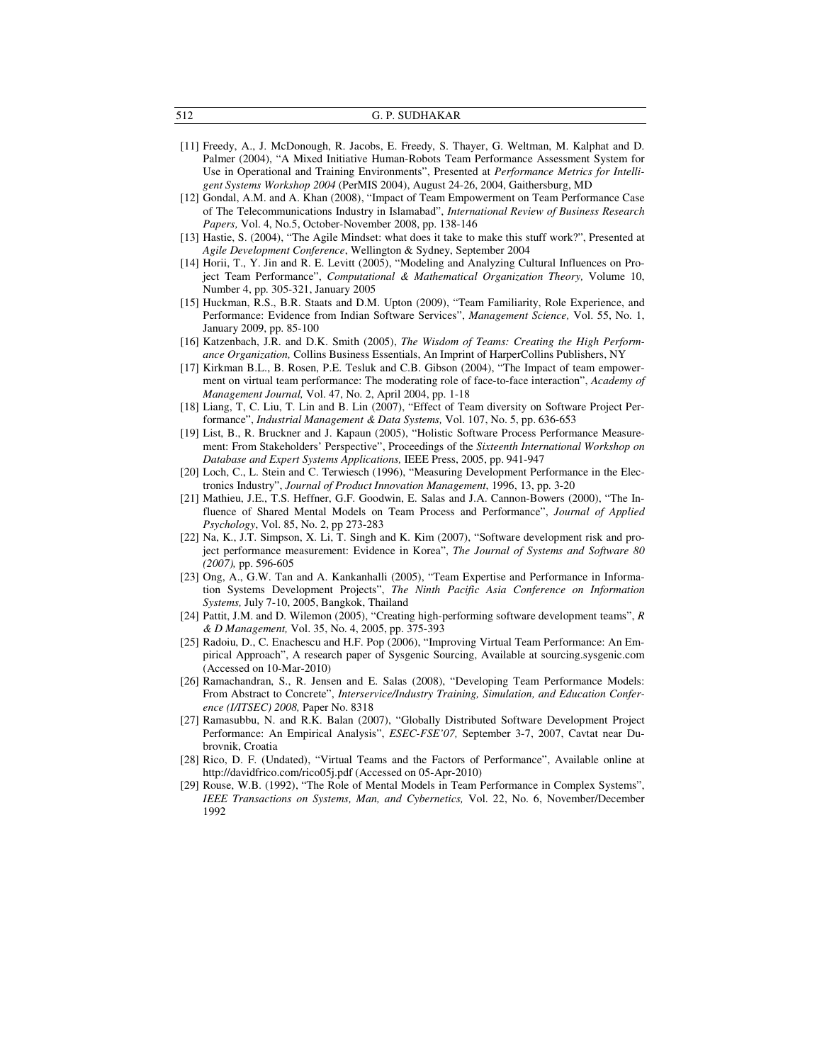[11] Freedy, A., J. McDonough, R. Jacobs, E. Freedy, S. Thayer, G. Weltman, M. Kalphat and D. Palmer (2004), "A Mixed Initiative Human-Robots Team Performance Assessment System for Use in Operational and Training Environments", Presented at *Performance Metrics for Intelligent Systems Workshop 2004* (PerMIS 2004), August 24-26, 2004, Gaithersburg, MD

[12] Gondal, A.M. and A. Khan (2008), "Impact of Team Empowerment on Team Performance Case of The Telecommunications Industry in Islamabad", *International Review of Business Research Papers,* Vol. 4, No.5, October-November 2008, pp. 138-146

[13] Hastie, S. (2004), "The Agile Mindset: what does it take to make this stuff work?", Presented at *Agile Development Conference*, Wellington & Sydney, September 2004

[14] Horii, T., Y. Jin and R. E. Levitt (2005), "Modeling and Analyzing Cultural Influences on Project Team Performance", *Computational & Mathematical Organization Theory,* Volume 10, Number 4, pp. 305-321, January 2005

[15] Huckman, R.S., B.R. Staats and D.M. Upton (2009), "Team Familiarity, Role Experience, and Performance: Evidence from Indian Software Services", *Management Science,* Vol. 55, No. 1, January 2009, pp. 85-100

[16] Katzenbach, J.R. and D.K. Smith (2005), *The Wisdom of Teams: Creating the High Performance Organization,* Collins Business Essentials, An Imprint of HarperCollins Publishers, NY

[17] Kirkman B.L., B. Rosen, P.E. Tesluk and C.B. Gibson (2004), "The Impact of team empowerment on virtual team performance: The moderating role of face-to-face interaction", *Academy of Management Journal,* Vol. 47, No. 2, April 2004, pp. 1-18

[18] Liang, T, C. Liu, T. Lin and B. Lin (2007), "Effect of Team diversity on Software Project Performance", *Industrial Management & Data Systems,* Vol. 107, No. 5, pp. 636-653

[19] List, B., R. Bruckner and J. Kapaun (2005), "Holistic Software Process Performance Measurement: From Stakeholders' Perspective", Proceedings of the *Sixteenth International Workshop on Database and Expert Systems Applications,* IEEE Press, 2005, pp. 941-947

[20] Loch, C., L. Stein and C. Terwiesch (1996), "Measuring Development Performance in the Electronics Industry", *Journal of Product Innovation Management*, 1996, 13, pp. 3-20

[21] Mathieu, J.E., T.S. Heffner, G.F. Goodwin, E. Salas and J.A. Cannon-Bowers (2000), "The Influence of Shared Mental Models on Team Process and Performance", *Journal of Applied Psychology*, Vol. 85, No. 2, pp 273-283

[22] Na, K., J.T. Simpson, X. Li, T. Singh and K. Kim (2007), "Software development risk and project performance measurement: Evidence in Korea", *The Journal of Systems and Software 80 (2007),* pp. 596-605

[23] Ong, A., G.W. Tan and A. Kankanhalli (2005), "Team Expertise and Performance in Information Systems Development Projects", *The Ninth Pacific Asia Conference on Information Systems,* July 7-10, 2005, Bangkok, Thailand

[24] Pattit, J.M. and D. Wilemon (2005), "Creating high-performing software development teams", *R & D Management,* Vol. 35, No. 4, 2005, pp. 375-393

[25] Radoiu, D., C. Enachescu and H.F. Pop (2006), "Improving Virtual Team Performance: An Empirical Approach", A research paper of Sysgenic Sourcing, Available at sourcing.sysgenic.com (Accessed on 10-Mar-2010)

[26] Ramachandran, S., R. Jensen and E. Salas (2008), "Developing Team Performance Models: From Abstract to Concrete", *Interservice/Industry Training, Simulation, and Education Conference (I/ITSEC) 2008,* Paper No. 8318

[27] Ramasubbu, N. and R.K. Balan (2007), "Globally Distributed Software Development Project Performance: An Empirical Analysis", *ESEC-FSE'07,* September 3-7, 2007, Cavtat near Dubrovnik, Croatia

[28] Rico, D. F. (Undated), "Virtual Teams and the Factors of Performance", Available online at http://davidfrico.com/rico05j.pdf (Accessed on 05-Apr-2010)

[29] Rouse, W.B. (1992), "The Role of Mental Models in Team Performance in Complex Systems", *IEEE Transactions on Systems, Man, and Cybernetics,* Vol. 22, No. 6, November/December 1992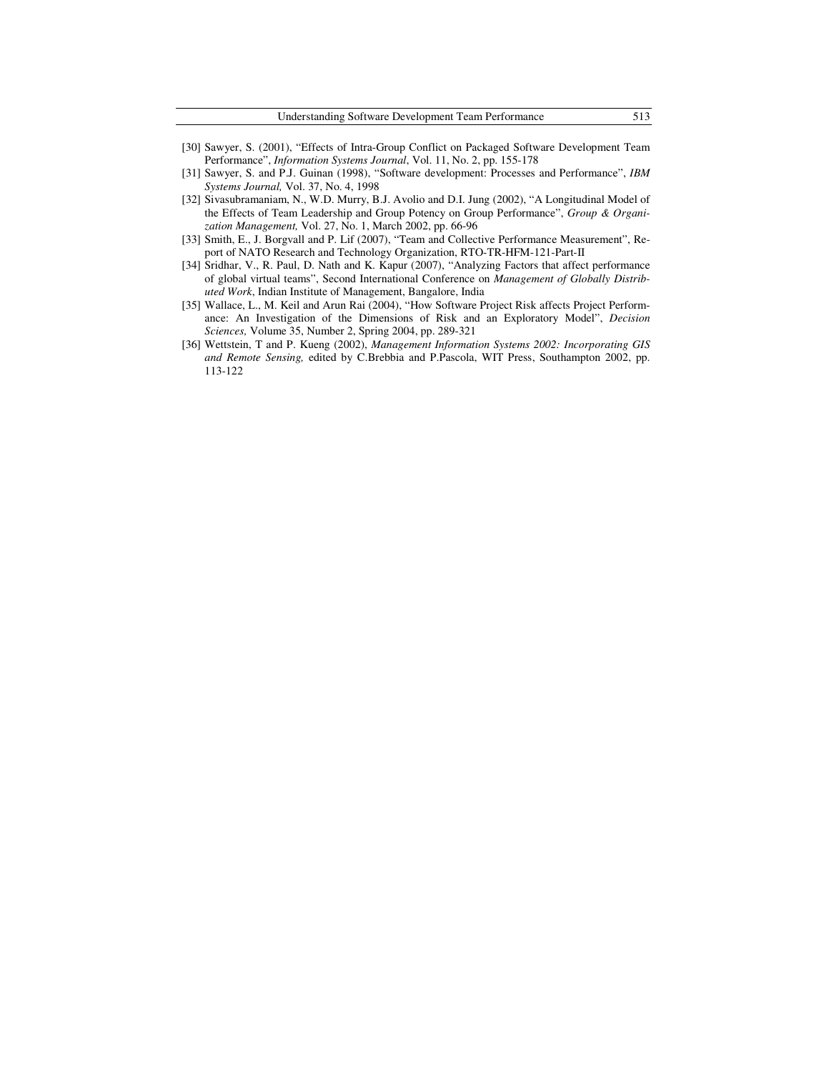[30] Sawyer, S. (2001), "Effects of Intra-Group Conflict on Packaged Software Development Team Performance", *Information Systems Journal*, Vol. 11, No. 2, pp. 155-178

[31] Sawyer, S. and P.J. Guinan (1998), "Software development: Processes and Performance", *IBM Systems Journal,* Vol. 37, No. 4, 1998

[32] Sivasubramaniam, N., W.D. Murry, B.J. Avolio and D.I. Jung (2002), "A Longitudinal Model of the Effects of Team Leadership and Group Potency on Group Performance", *Group & Organization Management,* Vol. 27, No. 1, March 2002, pp. 66-96

[33] Smith, E., J. Borgvall and P. Lif (2007), "Team and Collective Performance Measurement", Report of NATO Research and Technology Organization, RTO-TR-HFM-121-Part-II

[34] Sridhar, V., R. Paul, D. Nath and K. Kapur (2007), "Analyzing Factors that affect performance of global virtual teams", Second International Conference on *Management of Globally Distributed Work*, Indian Institute of Management, Bangalore, India

[35] Wallace, L., M. Keil and Arun Rai (2004), "How Software Project Risk affects Project Performance: An Investigation of the Dimensions of Risk and an Exploratory Model", *Decision Sciences,* Volume 35, Number 2, Spring 2004, pp. 289-321

[36] Wettstein, T and P. Kueng (2002), *Management Information Systems 2002: Incorporating GIS and Remote Sensing,* edited by C.Brebbia and P.Pascola, WIT Press, Southampton 2002, pp. 113-122